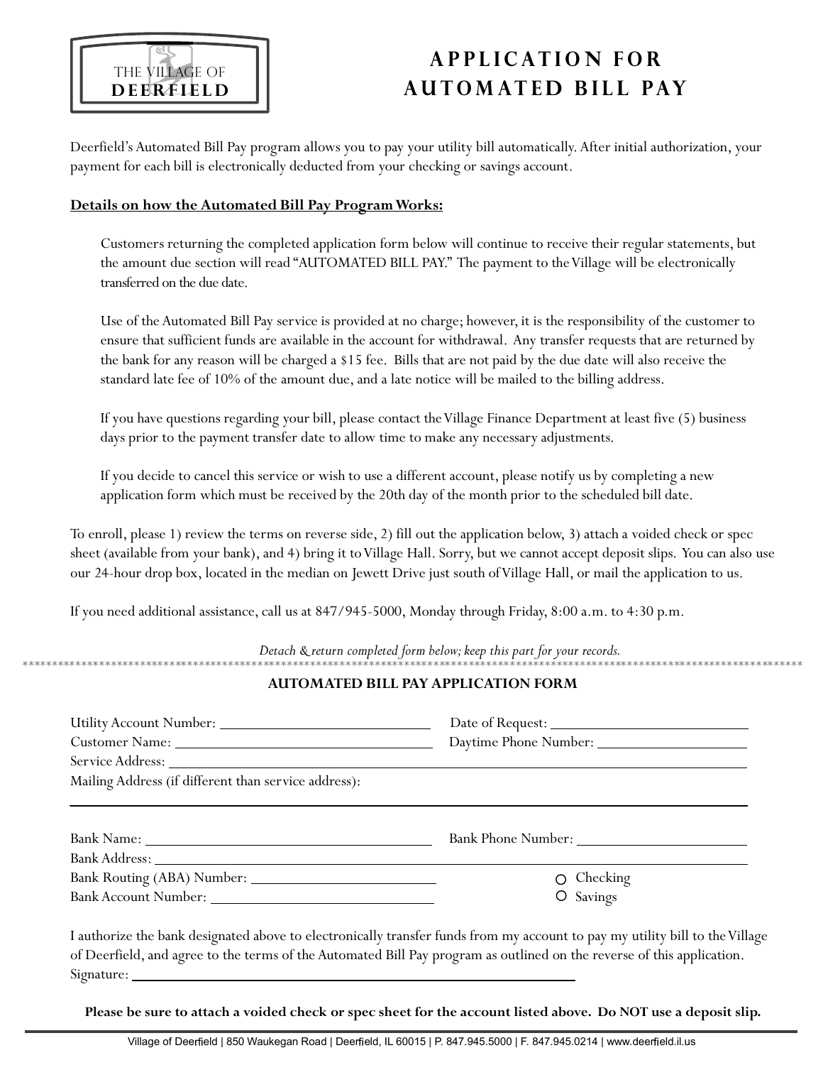THE VILLAGE OF **DEERFIELD**

# APPLICATION FOR AUTOMATED BILL PAY

Deerfield's Automated Bill Pay program allows you to pay your utility bill automatically. After initial authorization, your payment for each bill is electronically deducted from your checking or savings account.

**Details on how the Automated Bill Pay Program Works:**

Customers returning the completed application form below will continue to receive their regular statements, but the amount due section will read "AUTOMATED BILL PAY." The payment to the Village will be electronically transferred on the due date.

Use of the Automated Bill Pay service is provided at no charge; however, it is the responsibility of the customer to ensure that sufficient funds are available in the account for withdrawal. Any transfer requests that are returned by the bank for any reason will be charged a $15 fee. Bills that are not paid by the due date will also receive the standard late fee of 10% of the amount due, and a late notice will be mailed to the billing address.

If you have questions regarding your bill, please contact the Village Finance Department at least five (5) business days prior to the payment transfer date to allow time to make any necessary adjustments.

If you decide to cancel this service or wish to use a different account, please notify us by completing a new application form which must be received by the 20th day of the month prior to the scheduled bill date.

To enroll, please 1) review the terms on reverse side, 2) fill out the application below, 3) attach a voided check or spec sheet (available from your bank), and 4) bring it to Village Hall. Sorry, but we cannot accept deposit slips. You can also use our 24-hour drop box, located in the median on Jewett Drive just south of Village Hall, or mail the application to us.

If you need additional assistance, call us at 847/945-5000, Monday through Friday, 8:00 a.m. to 4:30 p.m.

*Detach & return completed form below; keep this part for your records.*

---

## AUTOMATED BILL PAY APPLICATION FORM

Utility Account Number: ______________________ Date of Request: ______________________

Customer Name: ______________________ Daytime Phone Number: ______________________

Service Address: ______________________________________________

Mailing Address (if different than service address):

______________________________________________

Bank Name: ______________________ Bank Phone Number: ______________________

Bank Address: ______________________________________________

Bank Routing (ABA) Number: ______________________ ○ Checking

Bank Account Number: ______________________ ○ Savings

I authorize the bank designated above to electronically transfer funds from my account to pay my utility bill to the Village of Deerfield, and agree to the terms of the Automated Bill Pay program as outlined on the reverse of this application.

Signature: ______________________________________________

**Please be sure to attach a voided check or spec sheet for the account listed above. Do NOT use a deposit slip.**

Village of Deerfield | 850 Waukegan Road | Deerfield, IL 60015 | P. 847.945.5000 | F. 847.945.0214 | www.deerfield.il.us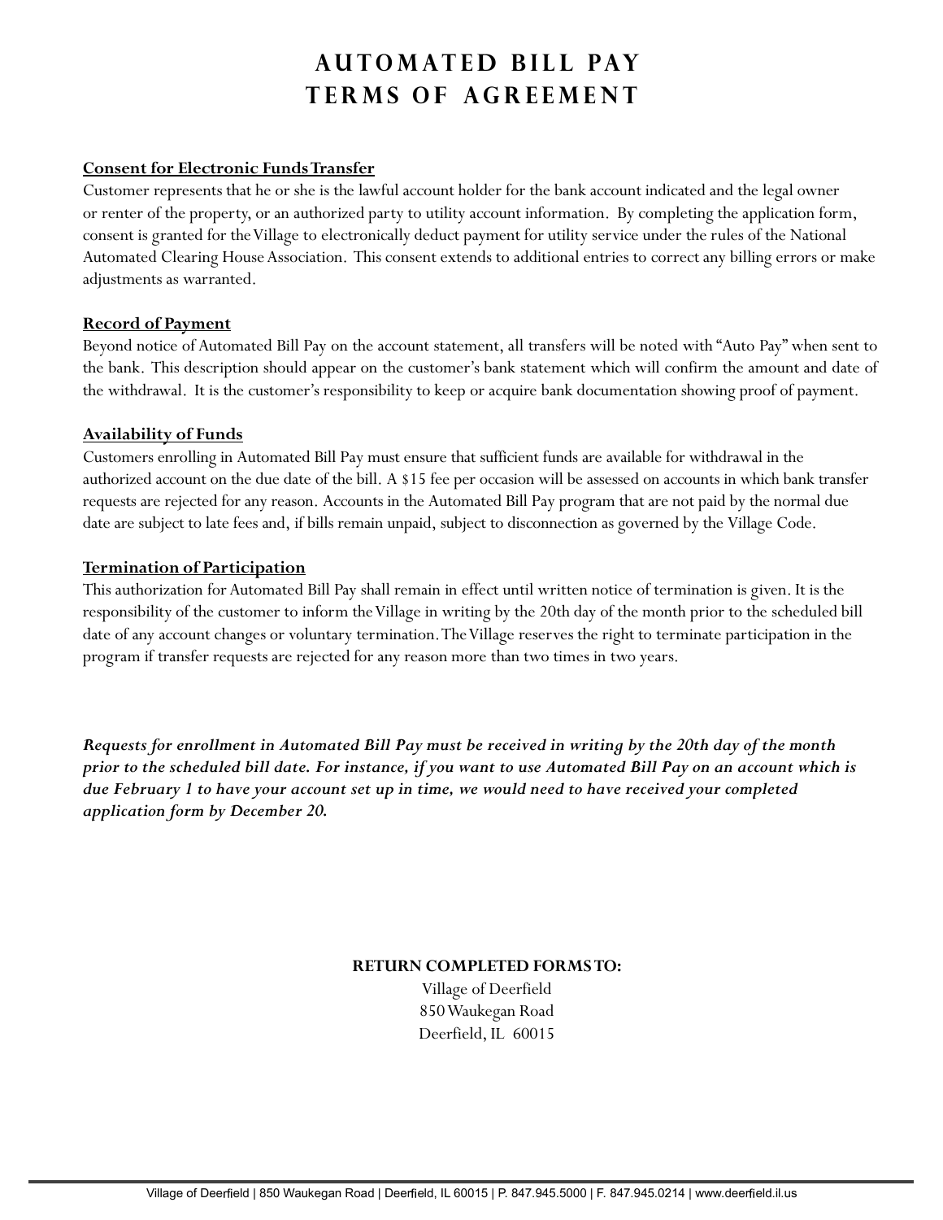# AUTOMATED BILL PAY TERMS OF AGREEMENT

**Consent for Electronic Funds Transfer**

Customer represents that he or she is the lawful account holder for the bank account indicated and the legal owner or renter of the property, or an authorized party to utility account information. By completing the application form, consent is granted for the Village to electronically deduct payment for utility service under the rules of the National Automated Clearing House Association. This consent extends to additional entries to correct any billing errors or make adjustments as warranted.

**Record of Payment**

Beyond notice of Automated Bill Pay on the account statement, all transfers will be noted with "Auto Pay" when sent to the bank. This description should appear on the customer's bank statement which will confirm the amount and date of the withdrawal. It is the customer's responsibility to keep or acquire bank documentation showing proof of payment.

**Availability of Funds**

Customers enrolling in Automated Bill Pay must ensure that sufficient funds are available for withdrawal in the authorized account on the due date of the bill. A $15 fee per occasion will be assessed on accounts in which bank transfer requests are rejected for any reason. Accounts in the Automated Bill Pay program that are not paid by the normal due date are subject to late fees and, if bills remain unpaid, subject to disconnection as governed by the Village Code.

**Termination of Participation**

This authorization for Automated Bill Pay shall remain in effect until written notice of termination is given. It is the responsibility of the customer to inform the Village in writing by the 20th day of the month prior to the scheduled bill date of any account changes or voluntary termination. The Village reserves the right to terminate participation in the program if transfer requests are rejected for any reason more than two times in two years.

***Requests for enrollment in Automated Bill Pay must be received in writing by the 20th day of the month prior to the scheduled bill date. For instance, if you want to use Automated Bill Pay on an account which is due February 1 to have your account set up in time, we would need to have received your completed application form by December 20.***

**RETURN COMPLETED FORMS TO:**

Village of Deerfield
850 Waukegan Road
Deerfield, IL 60015

Village of Deerfield | 850 Waukegan Road | Deerfield, IL 60015 | P. 847.945.5000 | F. 847.945.0214 | www.deerfield.il.us